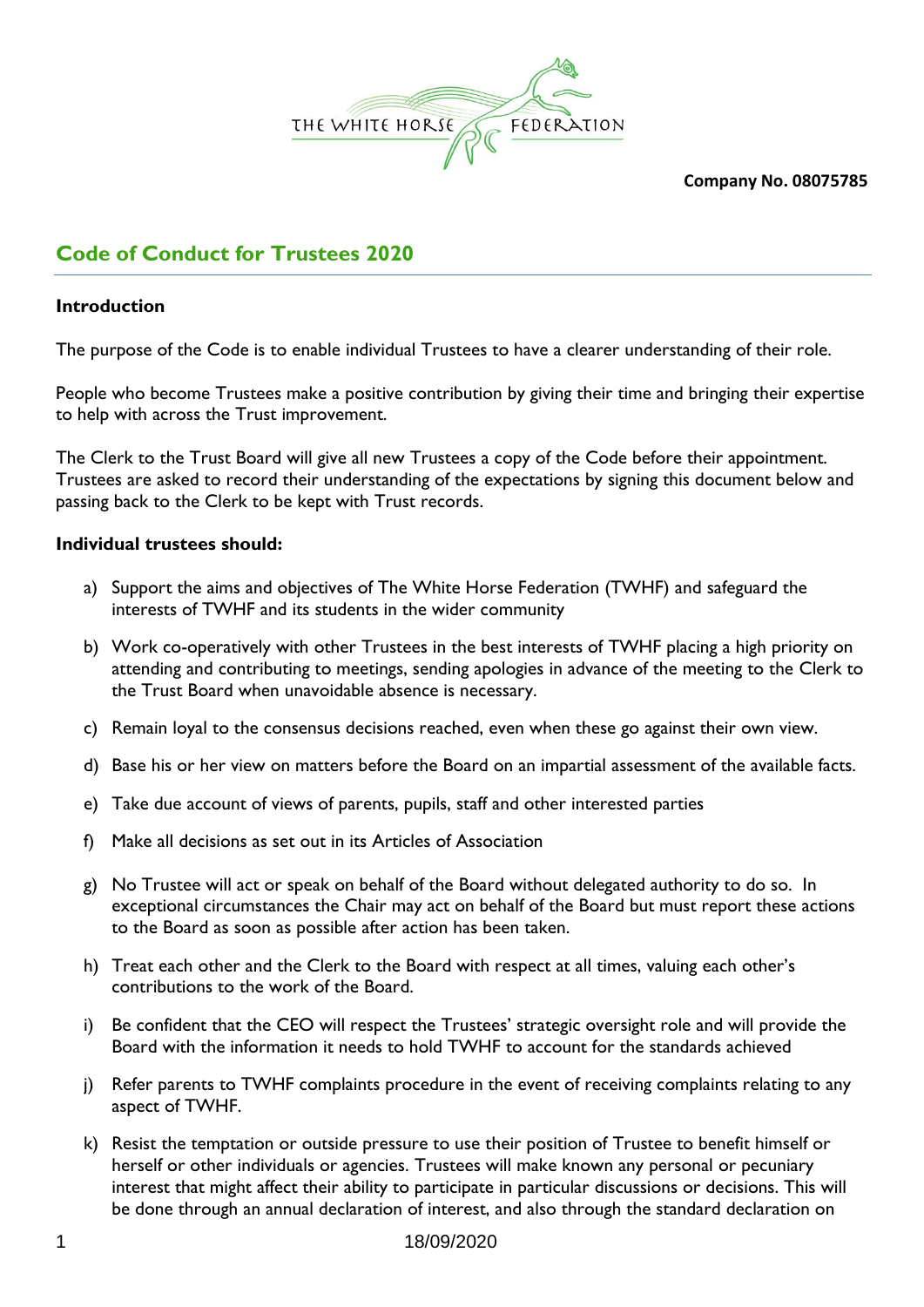Company No. 08075785

## Code of Conduct for Trustees 2020

**Introduction**

The purpose of the Code is to enable individual Trustees to have a clearer understanding of their role.

People who become Trustees make a positive contribution by giving their time and bringing their expertise to help with across the Trust improvement.

The Clerk to the Trust Board will give all new Trustees a copy of the Code before their appointment. Trustees are asked to record their understanding of the expectations by signing this document below and passing back to the Clerk to be kept with Trust records.

**Individual trustees should:**

a) Support the aims and objectives of The White Horse Federation (TWHF) and safeguard the interests of TWHF and its students in the wider community

b) Work co-operatively with other Trustees in the best interests of TWHF placing a high priority on attending and contributing to meetings, sending apologies in advance of the meeting to the Clerk to the Trust Board when unavoidable absence is necessary.

c) Remain loyal to the consensus decisions reached, even when these go against their own view.

d) Base his or her view on matters before the Board on an impartial assessment of the available facts.

e) Take due account of views of parents, pupils, staff and other interested parties

f) Make all decisions as set out in its Articles of Association

g) No Trustee will act or speak on behalf of the Board without delegated authority to do so. In exceptional circumstances the Chair may act on behalf of the Board but must report these actions to the Board as soon as possible after action has been taken.

h) Treat each other and the Clerk to the Board with respect at all times, valuing each other's contributions to the work of the Board.

i) Be confident that the CEO will respect the Trustees' strategic oversight role and will provide the Board with the information it needs to hold TWHF to account for the standards achieved

j) Refer parents to TWHF complaints procedure in the event of receiving complaints relating to any aspect of TWHF.

k) Resist the temptation or outside pressure to use their position of Trustee to benefit himself or herself or other individuals or agencies. Trustees will make known any personal or pecuniary interest that might affect their ability to participate in particular discussions or decisions. This will be done through an annual declaration of interest, and also through the standard declaration on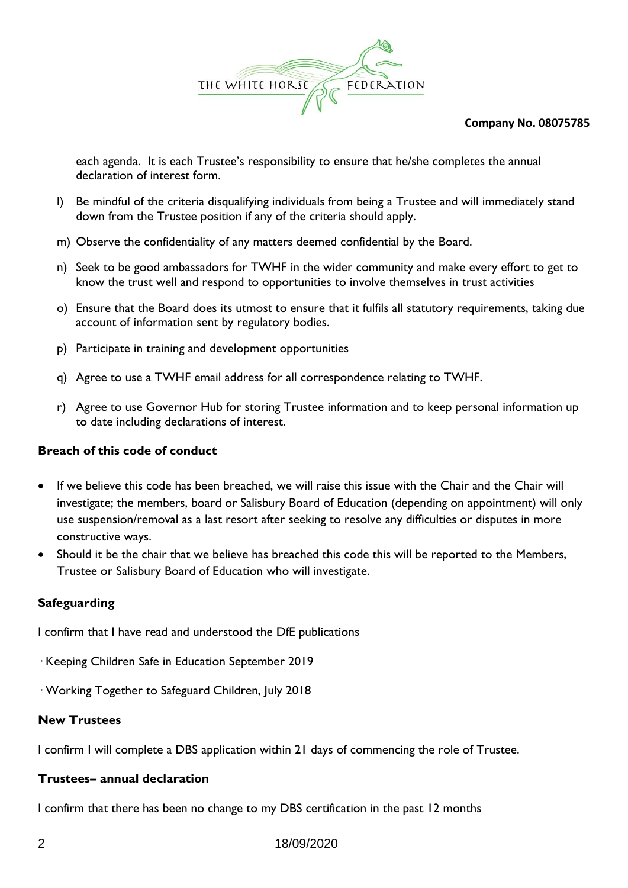each agenda. It is each Trustee's responsibility to ensure that he/she completes the annual declaration of interest form.

l) Be mindful of the criteria disqualifying individuals from being a Trustee and will immediately stand down from the Trustee position if any of the criteria should apply.

m) Observe the confidentiality of any matters deemed confidential by the Board.

n) Seek to be good ambassadors for TWHF in the wider community and make every effort to get to know the trust well and respond to opportunities to involve themselves in trust activities

o) Ensure that the Board does its utmost to ensure that it fulfils all statutory requirements, taking due account of information sent by regulatory bodies.

p) Participate in training and development opportunities

q) Agree to use a TWHF email address for all correspondence relating to TWHF.

r) Agree to use Governor Hub for storing Trustee information and to keep personal information up to date including declarations of interest.

**Breach of this code of conduct**

- If we believe this code has been breached, we will raise this issue with the Chair and the Chair will investigate; the members, board or Salisbury Board of Education (depending on appointment) will only use suspension/removal as a last resort after seeking to resolve any difficulties or disputes in more constructive ways.
- Should it be the chair that we believe has breached this code this will be reported to the Members, Trustee or Salisbury Board of Education who will investigate.

**Safeguarding**

I confirm that I have read and understood the DfE publications

· Keeping Children Safe in Education September 2019

· Working Together to Safeguard Children, July 2018

**New Trustees**

I confirm I will complete a DBS application within 21 days of commencing the role of Trustee.

**Trustees– annual declaration**

I confirm that there has been no change to my DBS certification in the past 12 months